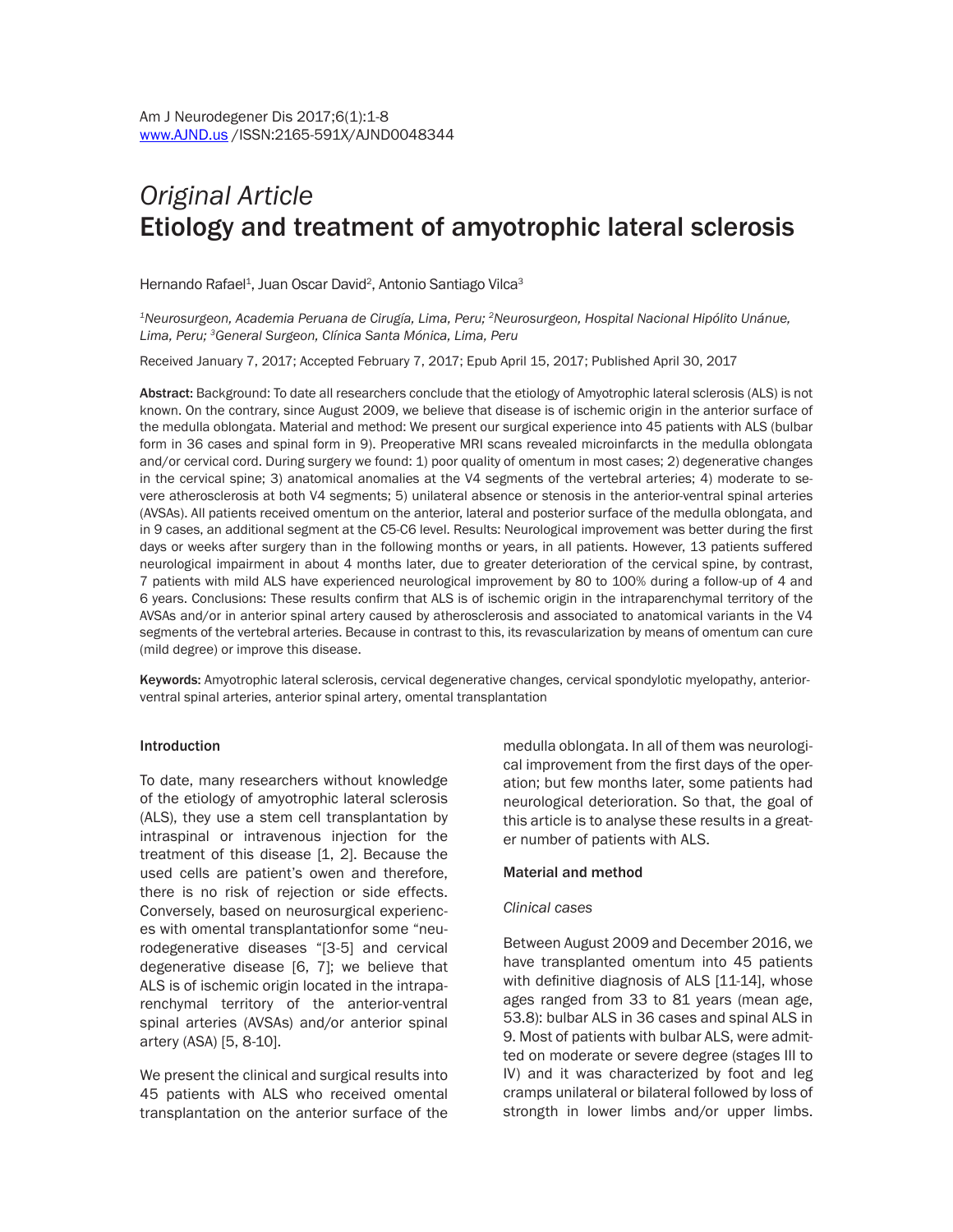*Original Article*

# Etiology and treatment of amyotrophic lateral sclerosis

Hernando Rafael[1], Juan Oscar David[2], Antonio Santiago Vilca[3]

[1]*Neurosurgeon, Academia Peruana de Cirugía, Lima, Peru;* [2]*Neurosurgeon, Hospital Nacional Hipólito Unánue, Lima, Peru;* [3]*General Surgeon, Clínica Santa Mónica, Lima, Peru*

Received January 7, 2017; Accepted February 7, 2017; Epub April 15, 2017; Published April 30, 2017

**Abstract:** Background: To date all researchers conclude that the etiology of Amyotrophic lateral sclerosis (ALS) is not known. On the contrary, since August 2009, we believe that disease is of ischemic origin in the anterior surface of the medulla oblongata. Material and method: We present our surgical experience into 45 patients with ALS (bulbar form in 36 cases and spinal form in 9). Preoperative MRI scans revealed microinfarcts in the medulla oblongata and/or cervical cord. During surgery we found: 1) poor quality of omentum in most cases; 2) degenerative changes in the cervical spine; 3) anatomical anomalies at the V4 segments of the vertebral arteries; 4) moderate to severe atherosclerosis at both V4 segments; 5) unilateral absence or stenosis in the anterior-ventral spinal arteries (AVSAs). All patients received omentum on the anterior, lateral and posterior surface of the medulla oblongata, and in 9 cases, an additional segment at the C5-C6 level. Results: Neurological improvement was better during the first days or weeks after surgery than in the following months or years, in all patients. However, 13 patients suffered neurological impairment in about 4 months later, due to greater deterioration of the cervical spine, by contrast, 7 patients with mild ALS have experienced neurological improvement by 80 to 100% during a follow-up of 4 and 6 years. Conclusions: These results confirm that ALS is of ischemic origin in the intraparenchymal territory of the AVSAs and/or in anterior spinal artery caused by atherosclerosis and associated to anatomical variants in the V4 segments of the vertebral arteries. Because in contrast to this, its revascularization by means of omentum can cure (mild degree) or improve this disease.

**Keywords:** Amyotrophic lateral sclerosis, cervical degenerative changes, cervical spondylotic myelopathy, anterior-ventral spinal arteries, anterior spinal artery, omental transplantation

## Introduction

To date, many researchers without knowledge of the etiology of amyotrophic lateral sclerosis (ALS), they use a stem cell transplantation by intraspinal or intravenous injection for the treatment of this disease [1, 2]. Because the used cells are patient's owen and therefore, there is no risk of rejection or side effects. Conversely, based on neurosurgical experiences with omental transplantationfor some "neurodegenerative diseases "[3-5] and cervical degenerative disease [6, 7]; we believe that ALS is of ischemic origin located in the intraparenchymal territory of the anterior-ventral spinal arteries (AVSAs) and/or anterior spinal artery (ASA) [5, 8-10].

We present the clinical and surgical results into 45 patients with ALS who received omental transplantation on the anterior surface of the medulla oblongata. In all of them was neurological improvement from the first days of the operation; but few months later, some patients had neurological deterioration. So that, the goal of this article is to analyse these results in a greater number of patients with ALS.

## Material and method

### *Clinical cases*

Between August 2009 and December 2016, we have transplanted omentum into 45 patients with definitive diagnosis of ALS [11-14], whose ages ranged from 33 to 81 years (mean age, 53.8): bulbar ALS in 36 cases and spinal ALS in 9. Most of patients with bulbar ALS, were admitted on moderate or severe degree (stages III to IV) and it was characterized by foot and leg cramps unilateral or bilateral followed by loss of strength in lower limbs and/or upper limbs.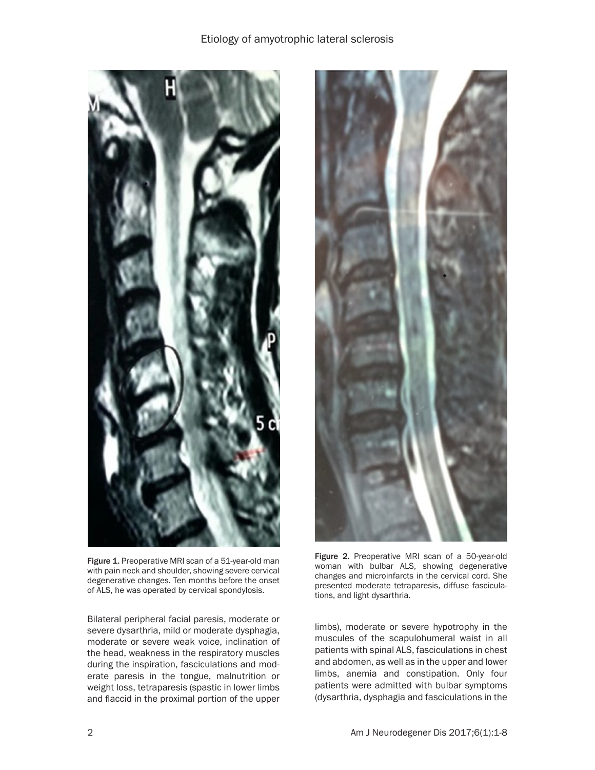Figure 1. Preoperative MRI scan of a 51-year-old man with pain neck and shoulder, showing severe cervical degenerative changes. Ten months before the onset of ALS, he was operated by cervical spondylosis.

Figure 2. Preoperative MRI scan of a 50-year-old woman with bulbar ALS, showing degenerative changes and microinfarcts in the cervical cord. She presented moderate tetraparesis, diffuse fasciculations, and light dysarthria.

Bilateral peripheral facial paresis, moderate or severe dysarthria, mild or moderate dysphagia, moderate or severe weak voice, inclination of the head, weakness in the respiratory muscles during the inspiration, fasciculations and moderate paresis in the tongue, malnutrition or weight loss, tetraparesis (spastic in lower limbs and flaccid in the proximal portion of the upper limbs), moderate or severe hypotrophy in the muscules of the scapulohumeral waist in all patients with spinal ALS, fasciculations in chest and abdomen, as well as in the upper and lower limbs, anemia and constipation. Only four patients were admitted with bulbar symptoms (dysarthria, dysphagia and fasciculations in the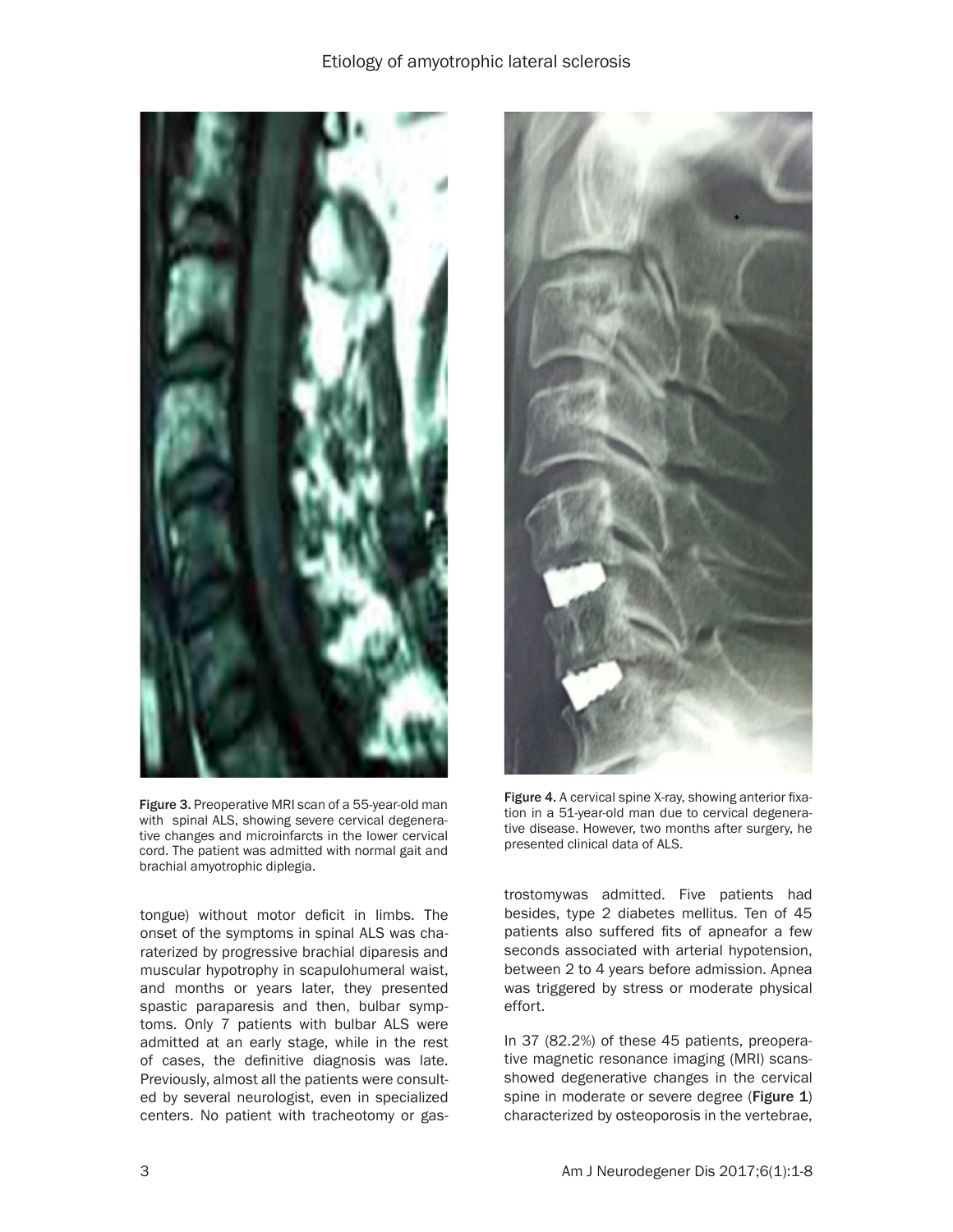Figure 3. Preoperative MRI scan of a 55-year-old man with spinal ALS, showing severe cervical degenerative changes and microinfarcts in the lower cervical cord. The patient was admitted with normal gait and brachial amyotrophic diplegia.

Figure 4. A cervical spine X-ray, showing anterior fixation in a 51-year-old man due to cervical degenerative disease. However, two months after surgery, he presented clinical data of ALS.

tongue) without motor deficit in limbs. The onset of the symptoms in spinal ALS was charaterized by progressive brachial diparesis and muscular hypotrophy in scapulohumeral waist, and months or years later, they presented spastic paraparesis and then, bulbar symptoms. Only 7 patients with bulbar ALS were admitted at an early stage, while in the rest of cases, the definitive diagnosis was late. Previously, almost all the patients were consulted by several neurologist, even in specialized centers. No patient with tracheotomy or gastrostomywas admitted. Five patients had besides, type 2 diabetes mellitus. Ten of 45 patients also suffered fits of apneafor a few seconds associated with arterial hypotension, between 2 to 4 years before admission. Apnea was triggered by stress or moderate physical effort.

In 37 (82.2%) of these 45 patients, preoperative magnetic resonance imaging (MRI) scansshowed degenerative changes in the cervical spine in moderate or severe degree (**Figure 1**) characterized by osteoporosis in the vertebrae,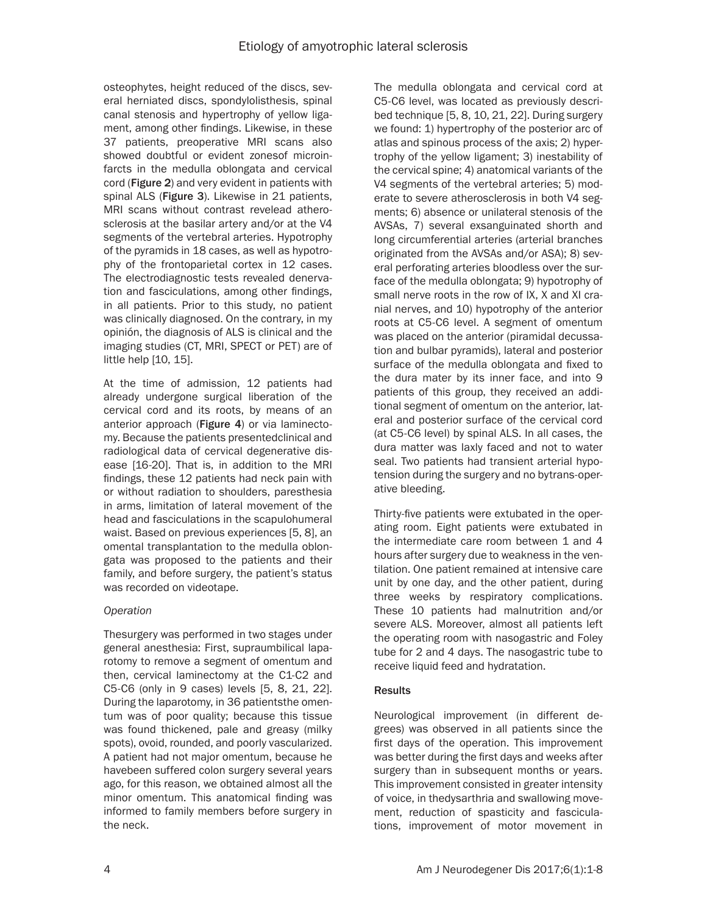osteophytes, height reduced of the discs, several herniated discs, spondylolisthesis, spinal canal stenosis and hypertrophy of yellow ligament, among other findings. Likewise, in these 37 patients, preoperative MRI scans also showed doubtful or evident zonesof microinfarcts in the medulla oblongata and cervical cord (**Figure 2**) and very evident in patients with spinal ALS (**Figure 3**). Likewise in 21 patients, MRI scans without contrast revelead atherosclerosis at the basilar artery and/or at the V4 segments of the vertebral arteries. Hypotrophy of the pyramids in 18 cases, as well as hypotrophy of the frontoparietal cortex in 12 cases. The electrodiagnostic tests revealed denervation and fasciculations, among other findings, in all patients. Prior to this study, no patient was clinically diagnosed. On the contrary, in my opinión, the diagnosis of ALS is clinical and the imaging studies (CT, MRI, SPECT or PET) are of little help [10, 15].

At the time of admission, 12 patients had already undergone surgical liberation of the cervical cord and its roots, by means of an anterior approach (**Figure 4**) or via laminectomy. Because the patients presentedclinical and radiological data of cervical degenerative disease [16-20]. That is, in addition to the MRI findings, these 12 patients had neck pain with or without radiation to shoulders, paresthesia in arms, limitation of lateral movement of the head and fasciculations in the scapulohumeral waist. Based on previous experiences [5, 8], an omental transplantation to the medulla oblongata was proposed to the patients and their family, and before surgery, the patient's status was recorded on videotape.

*Operation*

Thesurgery was performed in two stages under general anesthesia: First, supraumbilical laparotomy to remove a segment of omentum and then, cervical laminectomy at the C1-C2 and C5-C6 (only in 9 cases) levels [5, 8, 21, 22]. During the laparotomy, in 36 patientsthe omentum was of poor quality; because this tissue was found thickened, pale and greasy (milky spots), ovoid, rounded, and poorly vascularized. A patient had not major omentum, because he havebeen suffered colon surgery several years ago, for this reason, we obtained almost all the minor omentum. This anatomical finding was informed to family members before surgery in the neck.

The medulla oblongata and cervical cord at C5-C6 level, was located as previously described technique [5, 8, 10, 21, 22]. During surgery we found: 1) hypertrophy of the posterior arc of atlas and spinous process of the axis; 2) hypertrophy of the yellow ligament; 3) inestability of the cervical spine; 4) anatomical variants of the V4 segments of the vertebral arteries; 5) moderate to severe atherosclerosis in both V4 segments; 6) absence or unilateral stenosis of the AVSAs, 7) several exsanguinated shorth and long circumferential arteries (arterial branches originated from the AVSAs and/or ASA); 8) several perforating arteries bloodless over the surface of the medulla oblongata; 9) hypotrophy of small nerve roots in the row of IX, X and XI cranial nerves, and 10) hypotrophy of the anterior roots at C5-C6 level. A segment of omentum was placed on the anterior (piramidal decussation and bulbar pyramids), lateral and posterior surface of the medulla oblongata and fixed to the dura mater by its inner face, and into 9 patients of this group, they received an additional segment of omentum on the anterior, lateral and posterior surface of the cervical cord (at C5-C6 level) by spinal ALS. In all cases, the dura matter was laxly faced and not to water seal. Two patients had transient arterial hypotension during the surgery and no bytrans-operative bleeding.

Thirty-five patients were extubated in the operating room. Eight patients were extubated in the intermediate care room between 1 and 4 hours after surgery due to weakness in the ventilation. One patient remained at intensive care unit by one day, and the other patient, during three weeks by respiratory complications. These 10 patients had malnutrition and/or severe ALS. Moreover, almost all patients left the operating room with nasogastric and Foley tube for 2 and 4 days. The nasogastric tube to receive liquid feed and hydratation.

**Results**

Neurological improvement (in different degrees) was observed in all patients since the first days of the operation. This improvement was better during the first days and weeks after surgery than in subsequent months or years. This improvement consisted in greater intensity of voice, in thedysarthria and swallowing movement, reduction of spasticity and fasciculations, improvement of motor movement in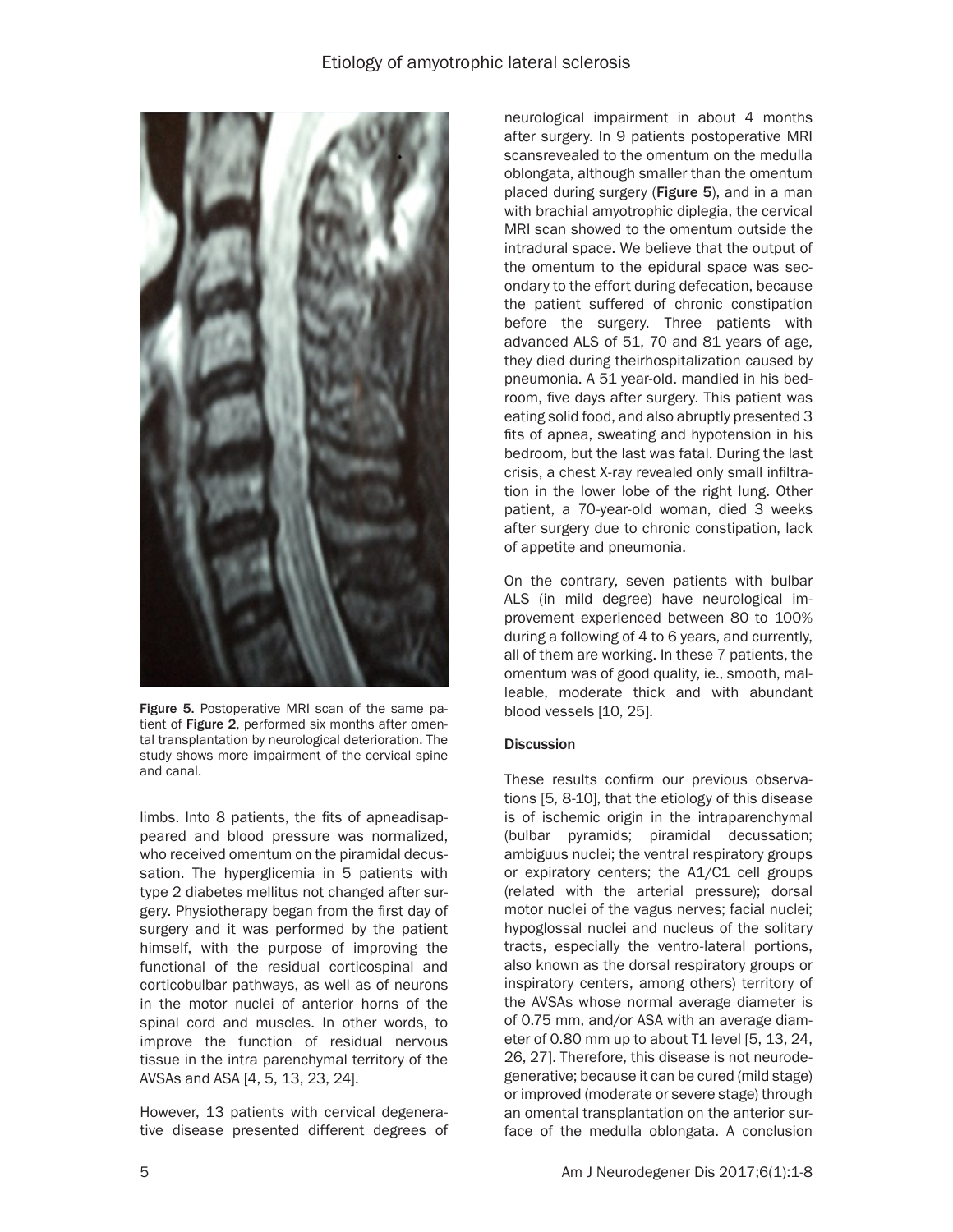Figure 5. Postoperative MRI scan of the same patient of Figure 2, performed six months after omental transplantation by neurological deterioration. The study shows more impairment of the cervical spine and canal.

limbs. Into 8 patients, the fits of apneadisappeared and blood pressure was normalized, who received omentum on the piramidal decussation. The hyperglicemia in 5 patients with type 2 diabetes mellitus not changed after surgery. Physiotherapy began from the first day of surgery and it was performed by the patient himself, with the purpose of improving the functional of the residual corticospinal and corticobulbar pathways, as well as of neurons in the motor nuclei of anterior horns of the spinal cord and muscles. In other words, to improve the function of residual nervous tissue in the intra parenchymal territory of the AVSAs and ASA [4, 5, 13, 23, 24].

However, 13 patients with cervical degenerative disease presented different degrees of neurological impairment in about 4 months after surgery. In 9 patients postoperative MRI scansrevealed to the omentum on the medulla oblongata, although smaller than the omentum placed during surgery (**Figure 5**), and in a man with brachial amyotrophic diplegia, the cervical MRI scan showed to the omentum outside the intradural space. We believe that the output of the omentum to the epidural space was secondary to the effort during defecation, because the patient suffered of chronic constipation before the surgery. Three patients with advanced ALS of 51, 70 and 81 years of age, they died during theirhospitalization caused by pneumonia. A 51 year-old. mandied in his bedroom, five days after surgery. This patient was eating solid food, and also abruptly presented 3 fits of apnea, sweating and hypotension in his bedroom, but the last was fatal. During the last crisis, a chest X-ray revealed only small infiltration in the lower lobe of the right lung. Other patient, a 70-year-old woman, died 3 weeks after surgery due to chronic constipation, lack of appetite and pneumonia.

On the contrary, seven patients with bulbar ALS (in mild degree) have neurological improvement experienced between 80 to 100% during a following of 4 to 6 years, and currently, all of them are working. In these 7 patients, the omentum was of good quality, ie., smooth, malleable, moderate thick and with abundant blood vessels [10, 25].

## Discussion

These results confirm our previous observations [5, 8-10], that the etiology of this disease is of ischemic origin in the intraparenchymal (bulbar pyramids; piramidal decussation; ambiguus nuclei; the ventral respiratory groups or expiratory centers; the A1/C1 cell groups (related with the arterial pressure); dorsal motor nuclei of the vagus nerves; facial nuclei; hypoglossal nuclei and nucleus of the solitary tracts, especially the ventro-lateral portions, also known as the dorsal respiratory groups or inspiratory centers, among others) territory of the AVSAs whose normal average diameter is of 0.75 mm, and/or ASA with an average diameter of 0.80 mm up to about T1 level [5, 13, 24, 26, 27]. Therefore, this disease is not neurodegenerative; because it can be cured (mild stage) or improved (moderate or severe stage) through an omental transplantation on the anterior surface of the medulla oblongata. A conclusion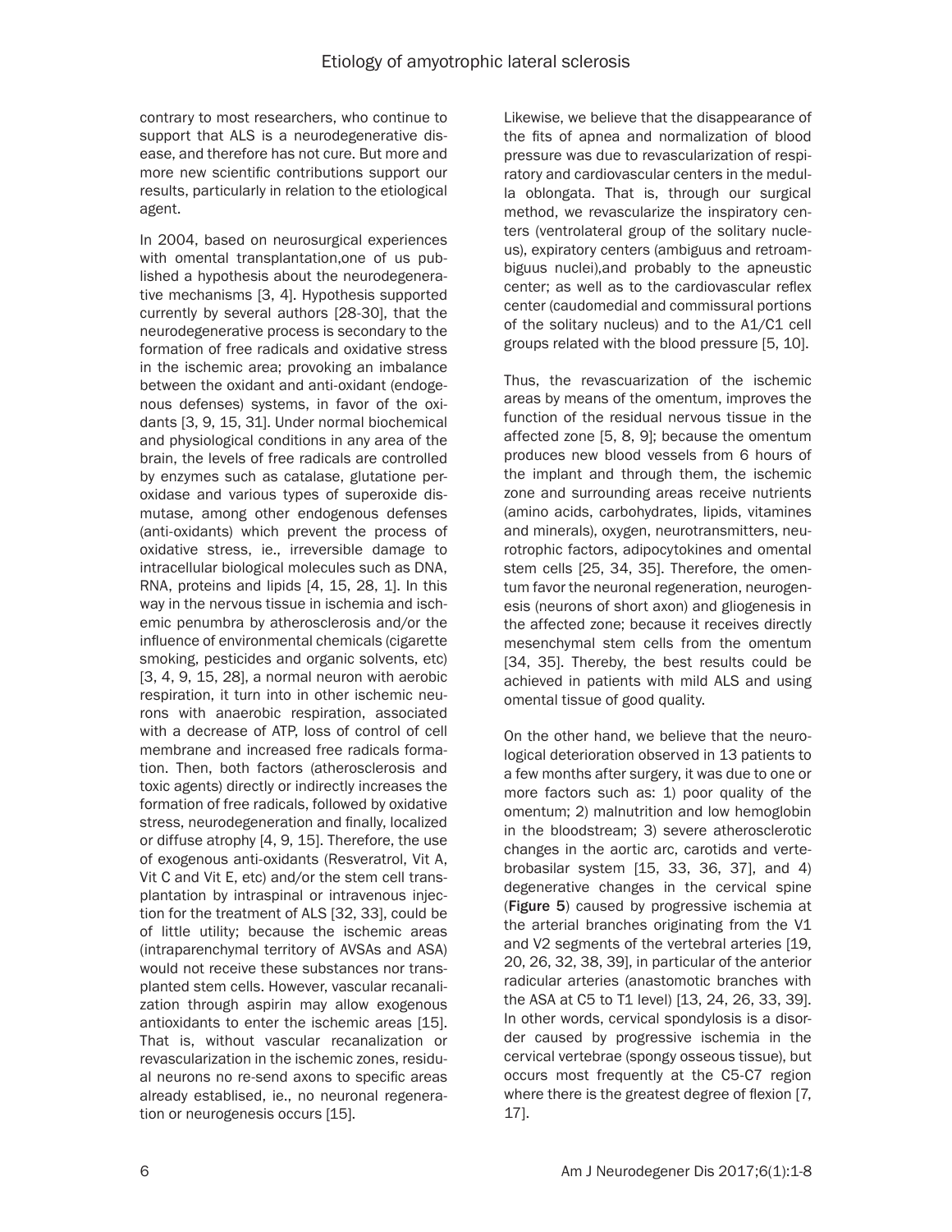contrary to most researchers, who continue to support that ALS is a neurodegenerative disease, and therefore has not cure. But more and more new scientific contributions support our results, particularly in relation to the etiological agent.

In 2004, based on neurosurgical experiences with omental transplantation,one of us published a hypothesis about the neurodegenerative mechanisms [3, 4]. Hypothesis supported currently by several authors [28-30], that the neurodegenerative process is secondary to the formation of free radicals and oxidative stress in the ischemic area; provoking an imbalance between the oxidant and anti-oxidant (endogenous defenses) systems, in favor of the oxidants [3, 9, 15, 31]. Under normal biochemical and physiological conditions in any area of the brain, the levels of free radicals are controlled by enzymes such as catalase, glutatione peroxidase and various types of superoxide dismutase, among other endogenous defenses (anti-oxidants) which prevent the process of oxidative stress, ie., irreversible damage to intracellular biological molecules such as DNA, RNA, proteins and lipids [4, 15, 28, 1]. In this way in the nervous tissue in ischemia and ischemic penumbra by atherosclerosis and/or the influence of environmental chemicals (cigarette smoking, pesticides and organic solvents, etc) [3, 4, 9, 15, 28], a normal neuron with aerobic respiration, it turn into in other ischemic neurons with anaerobic respiration, associated with a decrease of ATP, loss of control of cell membrane and increased free radicals formation. Then, both factors (atherosclerosis and toxic agents) directly or indirectly increases the formation of free radicals, followed by oxidative stress, neurodegeneration and finally, localized or diffuse atrophy [4, 9, 15]. Therefore, the use of exogenous anti-oxidants (Resveratrol, Vit A, Vit C and Vit E, etc) and/or the stem cell transplantation by intraspinal or intravenous injection for the treatment of ALS [32, 33], could be of little utility; because the ischemic areas (intraparenchymal territory of AVSAs and ASA) would not receive these substances nor transplanted stem cells. However, vascular recanalization through aspirin may allow exogenous antioxidants to enter the ischemic areas [15]. That is, without vascular recanalization or revascularization in the ischemic zones, residual neurons no re-send axons to specific areas already establised, ie., no neuronal regeneration or neurogenesis occurs [15].

Likewise, we believe that the disappearance of the fits of apnea and normalization of blood pressure was due to revascularization of respiratory and cardiovascular centers in the medulla oblongata. That is, through our surgical method, we revascularize the inspiratory centers (ventrolateral group of the solitary nucleus), expiratory centers (ambiguus and retroambiguus nuclei),and probably to the apneustic center; as well as to the cardiovascular reflex center (caudomedial and commissural portions of the solitary nucleus) and to the A1/C1 cell groups related with the blood pressure [5, 10].

Thus, the revascuarization of the ischemic areas by means of the omentum, improves the function of the residual nervous tissue in the affected zone [5, 8, 9]; because the omentum produces new blood vessels from 6 hours of the implant and through them, the ischemic zone and surrounding areas receive nutrients (amino acids, carbohydrates, lipids, vitamines and minerals), oxygen, neurotransmitters, neurotrophic factors, adipocytokines and omental stem cells [25, 34, 35]. Therefore, the omentum favor the neuronal regeneration, neurogenesis (neurons of short axon) and gliogenesis in the affected zone; because it receives directly mesenchymal stem cells from the omentum [34, 35]. Thereby, the best results could be achieved in patients with mild ALS and using omental tissue of good quality.

On the other hand, we believe that the neurological deterioration observed in 13 patients to a few months after surgery, it was due to one or more factors such as: 1) poor quality of the omentum; 2) malnutrition and low hemoglobin in the bloodstream; 3) severe atherosclerotic changes in the aortic arc, carotids and vertebrobasilar system [15, 33, 36, 37], and 4) degenerative changes in the cervical spine (**Figure 5**) caused by progressive ischemia at the arterial branches originating from the V1 and V2 segments of the vertebral arteries [19, 20, 26, 32, 38, 39], in particular of the anterior radicular arteries (anastomotic branches with the ASA at C5 to T1 level) [13, 24, 26, 33, 39]. In other words, cervical spondylosis is a disorder caused by progressive ischemia in the cervical vertebrae (spongy osseous tissue), but occurs most frequently at the C5-C7 region where there is the greatest degree of flexion [7, 17].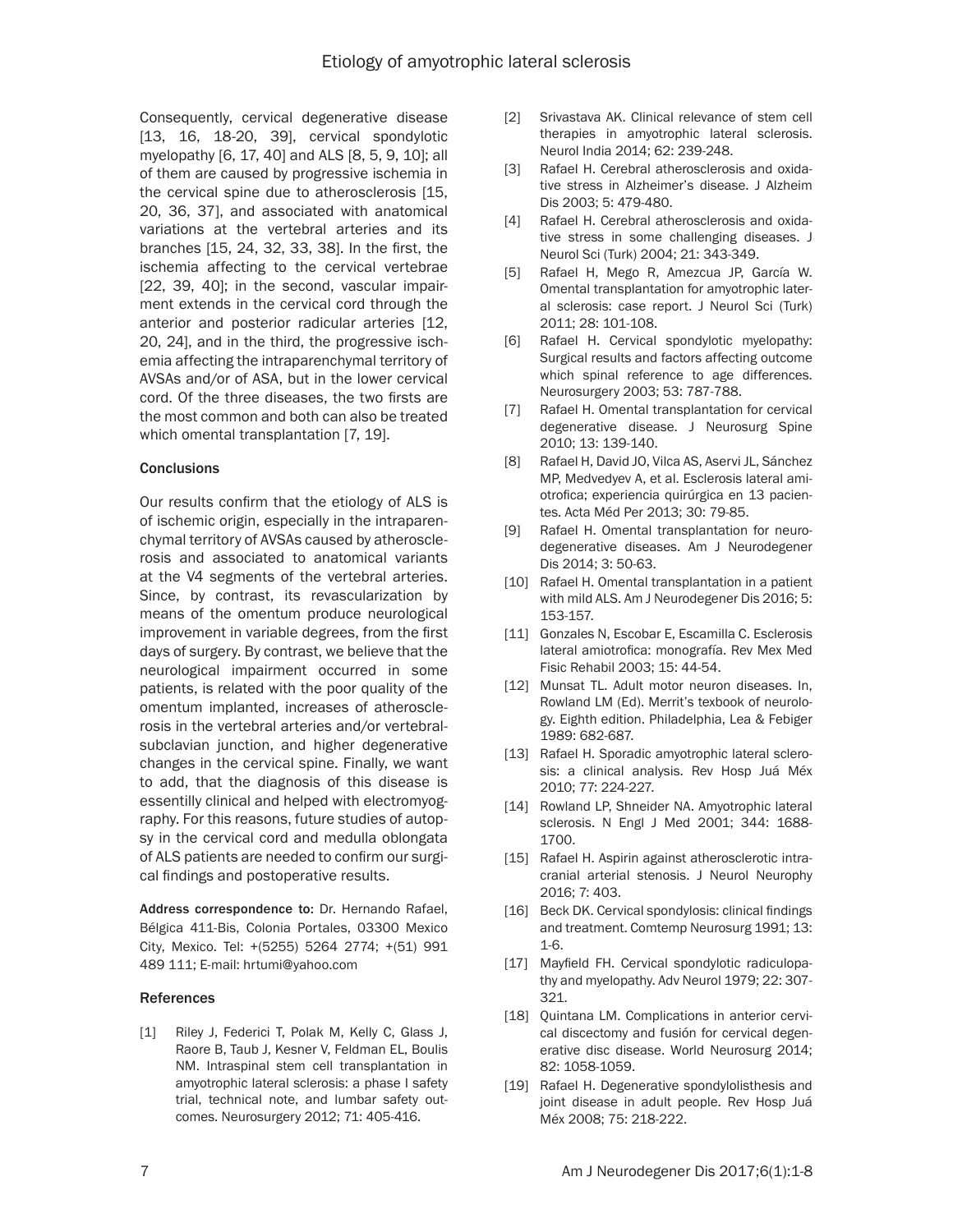Consequently, cervical degenerative disease [13, 16, 18-20, 39], cervical spondylotic myelopathy [6, 17, 40] and ALS [8, 5, 9, 10]; all of them are caused by progressive ischemia in the cervical spine due to atherosclerosis [15, 20, 36, 37], and associated with anatomical variations at the vertebral arteries and its branches [15, 24, 32, 33, 38]. In the first, the ischemia affecting to the cervical vertebrae [22, 39, 40]; in the second, vascular impairment extends in the cervical cord through the anterior and posterior radicular arteries [12, 20, 24], and in the third, the progressive ischemia affecting the intraparenchymal territory of AVSAs and/or of ASA, but in the lower cervical cord. Of the three diseases, the two firsts are the most common and both can also be treated which omental transplantation [7, 19].

## Conclusions

Our results confirm that the etiology of ALS is of ischemic origin, especially in the intraparenchymal territory of AVSAs caused by atherosclerosis and associated to anatomical variants at the V4 segments of the vertebral arteries. Since, by contrast, its revascularization by means of the omentum produce neurological improvement in variable degrees, from the first days of surgery. By contrast, we believe that the neurological impairment occurred in some patients, is related with the poor quality of the omentum implanted, increases of atherosclerosis in the vertebral arteries and/or vertebral-subclavian junction, and higher degenerative changes in the cervical spine. Finally, we want to add, that the diagnosis of this disease is essentilly clinical and helped with electromyography. For this reasons, future studies of autopsy in the cervical cord and medulla oblongata of ALS patients are needed to confirm our surgical findings and postoperative results.

**Address correspondence to:** Dr. Hernando Rafael, Bélgica 411-Bis, Colonia Portales, 03300 Mexico City, Mexico. Tel: +(5255) 5264 2774; +(51) 991 489 111; E-mail: hrtumi@yahoo.com

## References

[1] Riley J, Federici T, Polak M, Kelly C, Glass J, Raore B, Taub J, Kesner V, Feldman EL, Boulis NM. Intraspinal stem cell transplantation in amyotrophic lateral sclerosis: a phase I safety trial, technical note, and lumbar safety outcomes. Neurosurgery 2012; 71: 405-416.

[2] Srivastava AK. Clinical relevance of stem cell therapies in amyotrophic lateral sclerosis. Neurol India 2014; 62: 239-248.

[3] Rafael H. Cerebral atherosclerosis and oxidative stress in Alzheimer's disease. J Alzheim Dis 2003; 5: 479-480.

[4] Rafael H. Cerebral atherosclerosis and oxidative stress in some challenging diseases. J Neurol Sci (Turk) 2004; 21: 343-349.

[5] Rafael H, Mego R, Amezcua JP, García W. Omental transplantation for amyotrophic lateral sclerosis: case report. J Neurol Sci (Turk) 2011; 28: 101-108.

[6] Rafael H. Cervical spondylotic myelopathy: Surgical results and factors affecting outcome which spinal reference to age differences. Neurosurgery 2003; 53: 787-788.

[7] Rafael H. Omental transplantation for cervical degenerative disease. J Neurosurg Spine 2010; 13: 139-140.

[8] Rafael H, David JO, Vilca AS, Aservi JL, Sánchez MP, Medvedyev A, et al. Esclerosis lateral amiotrofica; experiencia quirúrgica en 13 pacientes. Acta Méd Per 2013; 30: 79-85.

[9] Rafael H. Omental transplantation for neurodegenerative diseases. Am J Neurodegener Dis 2014; 3: 50-63.

[10] Rafael H. Omental transplantation in a patient with mild ALS. Am J Neurodegener Dis 2016; 5: 153-157.

[11] Gonzales N, Escobar E, Escamilla C. Esclerosis lateral amiotrofica: monografía. Rev Mex Med Fisic Rehabil 2003; 15: 44-54.

[12] Munsat TL. Adult motor neuron diseases. In, Rowland LM (Ed). Merrit's texbook of neurology. Eighth edition. Philadelphia, Lea & Febiger 1989: 682-687.

[13] Rafael H. Sporadic amyotrophic lateral sclerosis: a clinical analysis. Rev Hosp Juá Méx 2010; 77: 224-227.

[14] Rowland LP, Shneider NA. Amyotrophic lateral sclerosis. N Engl J Med 2001; 344: 1688-1700.

[15] Rafael H. Aspirin against atherosclerotic intracranial arterial stenosis. J Neurol Neurophy 2016; 7: 403.

[16] Beck DK. Cervical spondylosis: clinical findings and treatment. Comtemp Neurosurg 1991; 13: 1-6.

[17] Mayfield FH. Cervical spondylotic radiculopathy and myelopathy. Adv Neurol 1979; 22: 307-321.

[18] Quintana LM. Complications in anterior cervical discectomy and fusión for cervical degenerative disc disease. World Neurosurg 2014; 82: 1058-1059.

[19] Rafael H. Degenerative spondylolisthesis and joint disease in adult people. Rev Hosp Juá Méx 2008; 75: 218-222.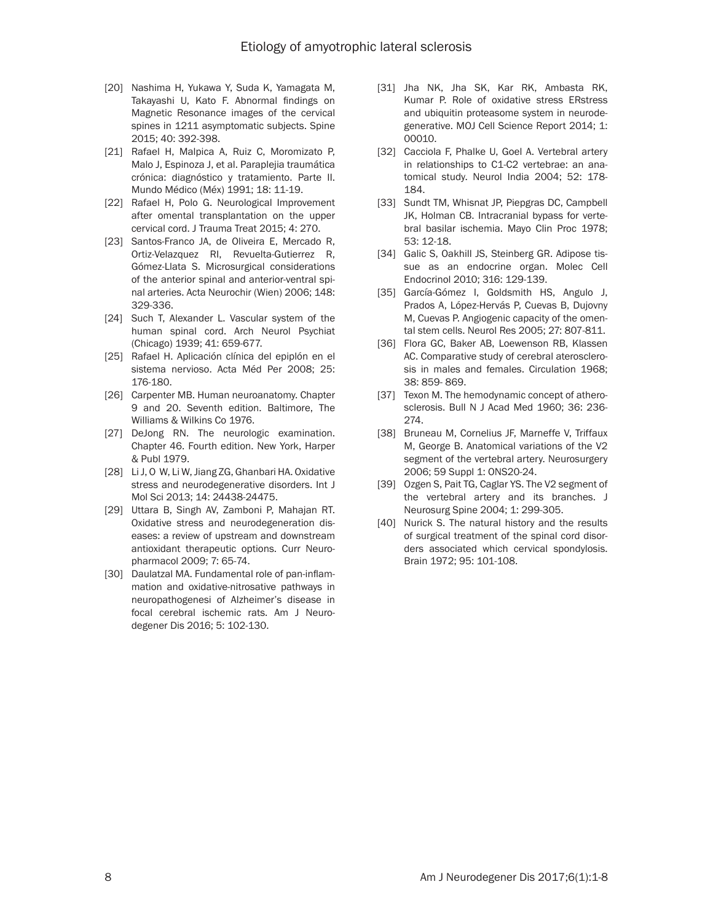[20] Nashima H, Yukawa Y, Suda K, Yamagata M, Takayashi U, Kato F. Abnormal findings on Magnetic Resonance images of the cervical spines in 1211 asymptomatic subjects. Spine 2015; 40: 392-398.

[21] Rafael H, Malpica A, Ruiz C, Moromizato P, Malo J, Espinoza J, et al. Paraplejia traumática crónica: diagnóstico y tratamiento. Parte II. Mundo Médico (Méx) 1991; 18: 11-19.

[22] Rafael H, Polo G. Neurological Improvement after omental transplantation on the upper cervical cord. J Trauma Treat 2015; 4: 270.

[23] Santos-Franco JA, de Oliveira E, Mercado R, Ortiz-Velazquez RI, Revuelta-Gutierrez R, Gómez-Llata S. Microsurgical considerations of the anterior spinal and anterior-ventral spinal arteries. Acta Neurochir (Wien) 2006; 148: 329-336.

[24] Such T, Alexander L. Vascular system of the human spinal cord. Arch Neurol Psychiat (Chicago) 1939; 41: 659-677.

[25] Rafael H. Aplicación clínica del epiplón en el sistema nervioso. Acta Méd Per 2008; 25: 176-180.

[26] Carpenter MB. Human neuroanatomy. Chapter 9 and 20. Seventh edition. Baltimore, The Williams & Wilkins Co 1976.

[27] DeJong RN. The neurologic examination. Chapter 46. Fourth edition. New York, Harper & Publ 1979.

[28] Li J, O W, Li W, Jiang ZG, Ghanbari HA. Oxidative stress and neurodegenerative disorders. Int J Mol Sci 2013; 14: 24438-24475.

[29] Uttara B, Singh AV, Zamboni P, Mahajan RT. Oxidative stress and neurodegeneration diseases: a review of upstream and downstream antioxidant therapeutic options. Curr Neuropharmacol 2009; 7: 65-74.

[30] Daulatzal MA. Fundamental role of pan-inflammation and oxidative-nitrosative pathways in neuropathogenesi of Alzheimer's disease in focal cerebral ischemic rats. Am J Neurodegener Dis 2016; 5: 102-130.

[31] Jha NK, Jha SK, Kar RK, Ambasta RK, Kumar P. Role of oxidative stress ERstress and ubiquitin proteasome system in neurodegenerative. MOJ Cell Science Report 2014; 1: 00010.

[32] Cacciola F, Phalke U, Goel A. Vertebral artery in relationships to C1-C2 vertebrae: an anatomical study. Neurol India 2004; 52: 178-184.

[33] Sundt TM, Whisnat JP, Piepgras DC, Campbell JK, Holman CB. Intracranial bypass for vertebral basilar ischemia. Mayo Clin Proc 1978; 53: 12-18.

[34] Galic S, Oakhill JS, Steinberg GR. Adipose tissue as an endocrine organ. Molec Cell Endocrinol 2010; 316: 129-139.

[35] García-Gómez I, Goldsmith HS, Angulo J, Prados A, López-Hervás P, Cuevas B, Dujovny M, Cuevas P. Angiogenic capacity of the omental stem cells. Neurol Res 2005; 27: 807-811.

[36] Flora GC, Baker AB, Loewenson RB, Klassen AC. Comparative study of cerebral aterosclerosis in males and females. Circulation 1968; 38: 859- 869.

[37] Texon M. The hemodynamic concept of atherosclerosis. Bull N J Acad Med 1960; 36: 236-274.

[38] Bruneau M, Cornelius JF, Marneffe V, Triffaux M, George B. Anatomical variations of the V2 segment of the vertebral artery. Neurosurgery 2006; 59 Suppl 1: ONS20-24.

[39] Ozgen S, Pait TG, Caglar YS. The V2 segment of the vertebral artery and its branches. J Neurosurg Spine 2004; 1: 299-305.

[40] Nurick S. The natural history and the results of surgical treatment of the spinal cord disorders associated which cervical spondylosis. Brain 1972; 95: 101-108.